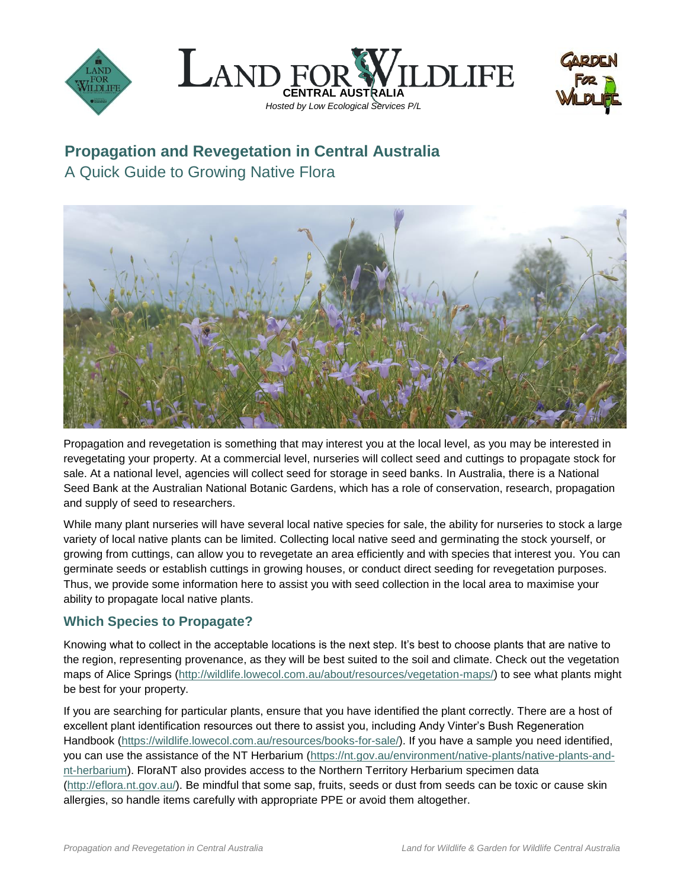LAND FOR WILDLIFE
CENTRAL AUSTRALIA
*Hosted by Low Ecological Services P/L*

# Propagation and Revegetation in Central Australia

## A Quick Guide to Growing Native Flora

Propagation and revegetation is something that may interest you at the local level, as you may be interested in revegetating your property. At a commercial level, nurseries will collect seed and cuttings to propagate stock for sale. At a national level, agencies will collect seed for storage in seed banks. In Australia, there is a National Seed Bank at the Australian National Botanic Gardens, which has a role of conservation, research, propagation and supply of seed to researchers.

While many plant nurseries will have several local native species for sale, the ability for nurseries to stock a large variety of local native plants can be limited. Collecting local native seed and germinating the stock yourself, or growing from cuttings, can allow you to revegetate an area efficiently and with species that interest you. You can germinate seeds or establish cuttings in growing houses, or conduct direct seeding for revegetation purposes. Thus, we provide some information here to assist you with seed collection in the local area to maximise your ability to propagate local native plants.

### Which Species to Propagate?

Knowing what to collect in the acceptable locations is the next step. It's best to choose plants that are native to the region, representing provenance, as they will be best suited to the soil and climate. Check out the vegetation maps of Alice Springs (http://wildlife.lowecol.com.au/about/resources/vegetation-maps/) to see what plants might be best for your property.

If you are searching for particular plants, ensure that you have identified the plant correctly. There are a host of excellent plant identification resources out there to assist you, including Andy Vinter's Bush Regeneration Handbook (https://wildlife.lowecol.com.au/resources/books-for-sale/). If you have a sample you need identified, you can use the assistance of the NT Herbarium (https://nt.gov.au/environment/native-plants/native-plants-and-nt-herbarium). FloraNT also provides access to the Northern Territory Herbarium specimen data (http://eflora.nt.gov.au/). Be mindful that some sap, fruits, seeds or dust from seeds can be toxic or cause skin allergies, so handle items carefully with appropriate PPE or avoid them altogether.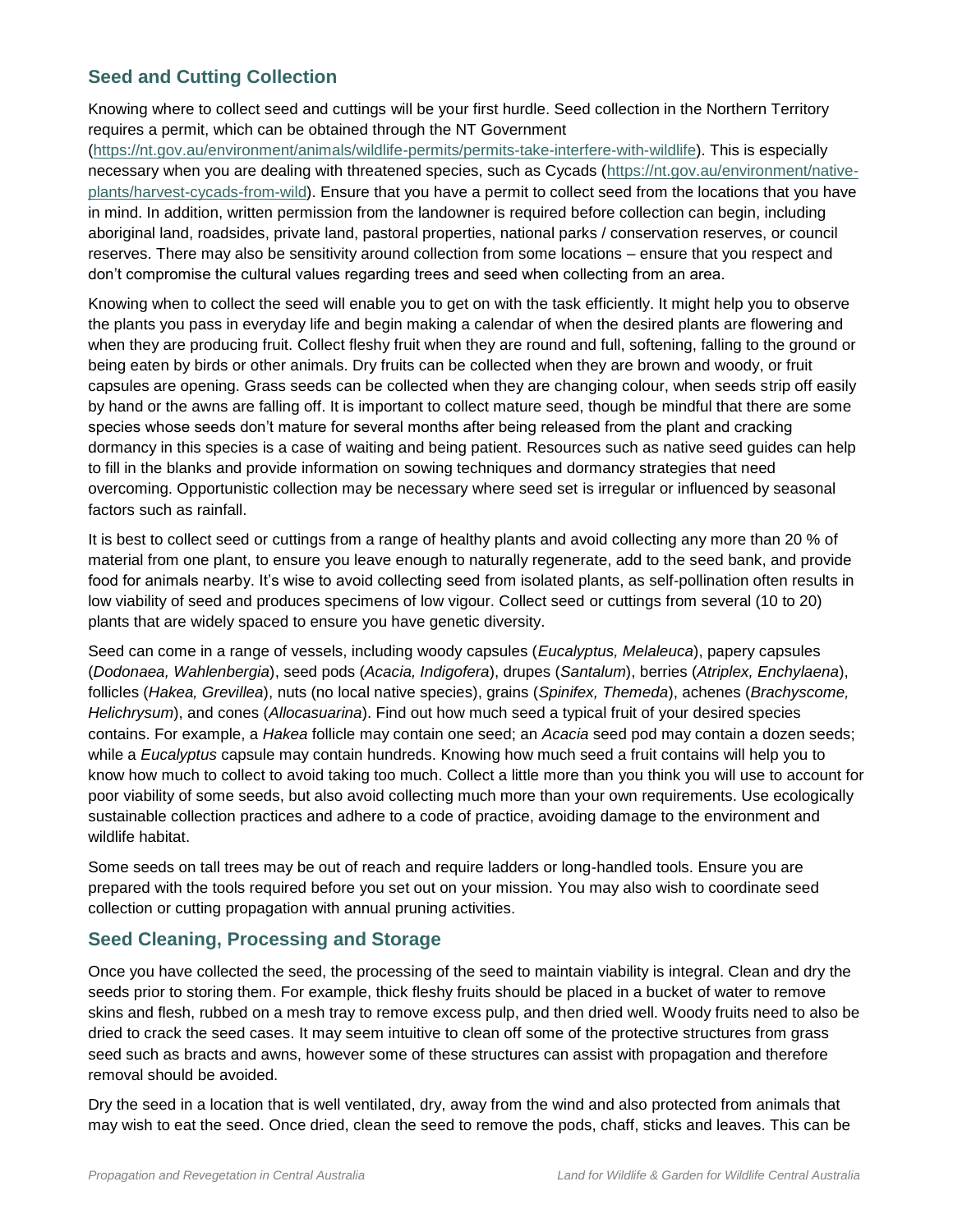## Seed and Cutting Collection

Knowing where to collect seed and cuttings will be your first hurdle. Seed collection in the Northern Territory requires a permit, which can be obtained through the NT Government (https://nt.gov.au/environment/animals/wildlife-permits/permits-take-interfere-with-wildlife). This is especially necessary when you are dealing with threatened species, such as Cycads (https://nt.gov.au/environment/native-plants/harvest-cycads-from-wild). Ensure that you have a permit to collect seed from the locations that you have in mind. In addition, written permission from the landowner is required before collection can begin, including aboriginal land, roadsides, private land, pastoral properties, national parks / conservation reserves, or council reserves. There may also be sensitivity around collection from some locations – ensure that you respect and don't compromise the cultural values regarding trees and seed when collecting from an area.

Knowing when to collect the seed will enable you to get on with the task efficiently. It might help you to observe the plants you pass in everyday life and begin making a calendar of when the desired plants are flowering and when they are producing fruit. Collect fleshy fruit when they are round and full, softening, falling to the ground or being eaten by birds or other animals. Dry fruits can be collected when they are brown and woody, or fruit capsules are opening. Grass seeds can be collected when they are changing colour, when seeds strip off easily by hand or the awns are falling off. It is important to collect mature seed, though be mindful that there are some species whose seeds don't mature for several months after being released from the plant and cracking dormancy in this species is a case of waiting and being patient. Resources such as native seed guides can help to fill in the blanks and provide information on sowing techniques and dormancy strategies that need overcoming. Opportunistic collection may be necessary where seed set is irregular or influenced by seasonal factors such as rainfall.

It is best to collect seed or cuttings from a range of healthy plants and avoid collecting any more than 20 % of material from one plant, to ensure you leave enough to naturally regenerate, add to the seed bank, and provide food for animals nearby. It's wise to avoid collecting seed from isolated plants, as self-pollination often results in low viability of seed and produces specimens of low vigour. Collect seed or cuttings from several (10 to 20) plants that are widely spaced to ensure you have genetic diversity.

Seed can come in a range of vessels, including woody capsules (*Eucalyptus, Melaleuca*), papery capsules (*Dodonaea, Wahlenbergia*), seed pods (*Acacia, Indigofera*), drupes (*Santalum*), berries (*Atriplex, Enchylaena*), follicles (*Hakea, Grevillea*), nuts (no local native species), grains (*Spinifex, Themeda*), achenes (*Brachyscome, Helichrysum*), and cones (*Allocasuarina*). Find out how much seed a typical fruit of your desired species contains. For example, a *Hakea* follicle may contain one seed; an *Acacia* seed pod may contain a dozen seeds; while a *Eucalyptus* capsule may contain hundreds. Knowing how much seed a fruit contains will help you to know how much to collect to avoid taking too much. Collect a little more than you think you will use to account for poor viability of some seeds, but also avoid collecting much more than your own requirements. Use ecologically sustainable collection practices and adhere to a code of practice, avoiding damage to the environment and wildlife habitat.

Some seeds on tall trees may be out of reach and require ladders or long-handled tools. Ensure you are prepared with the tools required before you set out on your mission. You may also wish to coordinate seed collection or cutting propagation with annual pruning activities.

## Seed Cleaning, Processing and Storage

Once you have collected the seed, the processing of the seed to maintain viability is integral. Clean and dry the seeds prior to storing them. For example, thick fleshy fruits should be placed in a bucket of water to remove skins and flesh, rubbed on a mesh tray to remove excess pulp, and then dried well. Woody fruits need to also be dried to crack the seed cases. It may seem intuitive to clean off some of the protective structures from grass seed such as bracts and awns, however some of these structures can assist with propagation and therefore removal should be avoided.

Dry the seed in a location that is well ventilated, dry, away from the wind and also protected from animals that may wish to eat the seed. Once dried, clean the seed to remove the pods, chaff, sticks and leaves. This can be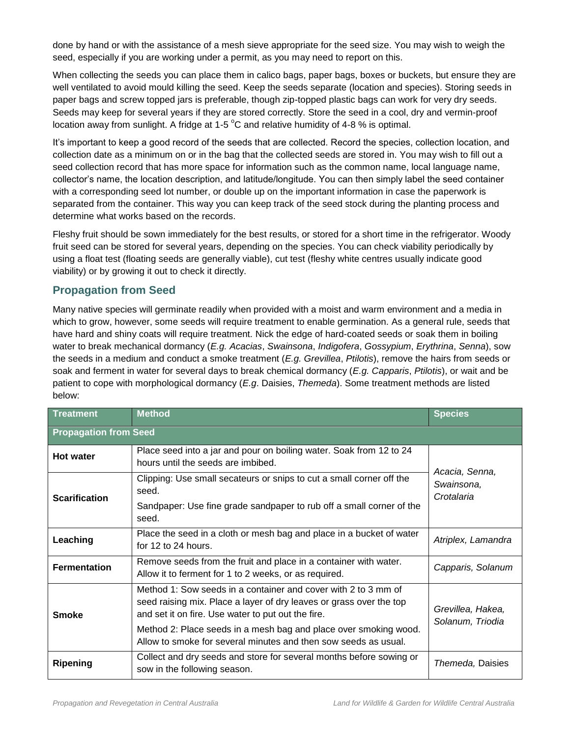done by hand or with the assistance of a mesh sieve appropriate for the seed size. You may wish to weigh the seed, especially if you are working under a permit, as you may need to report on this.

When collecting the seeds you can place them in calico bags, paper bags, boxes or buckets, but ensure they are well ventilated to avoid mould killing the seed. Keep the seeds separate (location and species). Storing seeds in paper bags and screw topped jars is preferable, though zip-topped plastic bags can work for very dry seeds. Seeds may keep for several years if they are stored correctly. Store the seed in a cool, dry and vermin-proof location away from sunlight. A fridge at 1-5 $^{o}$C and relative humidity of 4-8 % is optimal.

It's important to keep a good record of the seeds that are collected. Record the species, collection location, and collection date as a minimum on or in the bag that the collected seeds are stored in. You may wish to fill out a seed collection record that has more space for information such as the common name, local language name, collector's name, the location description, and latitude/longitude. You can then simply label the seed container with a corresponding seed lot number, or double up on the important information in case the paperwork is separated from the container. This way you can keep track of the seed stock during the planting process and determine what works based on the records.

Fleshy fruit should be sown immediately for the best results, or stored for a short time in the refrigerator. Woody fruit seed can be stored for several years, depending on the species. You can check viability periodically by using a float test (floating seeds are generally viable), cut test (fleshy white centres usually indicate good viability) or by growing it out to check it directly.

## Propagation from Seed

Many native species will germinate readily when provided with a moist and warm environment and a media in which to grow, however, some seeds will require treatment to enable germination. As a general rule, seeds that have hard and shiny coats will require treatment. Nick the edge of hard-coated seeds or soak them in boiling water to break mechanical dormancy (*E.g. Acacias*, *Swainsona*, *Indigofera*, *Gossypium*, *Erythrina*, *Senna*), sow the seeds in a medium and conduct a smoke treatment (*E.g. Grevillea*, *Ptilotis*), remove the hairs from seeds or soak and ferment in water for several days to break chemical dormancy (*E.g. Capparis*, *Ptilotis*), or wait and be patient to cope with morphological dormancy (*E.g*. Daisies, *Themeda*). Some treatment methods are listed below:

| Treatment | Method | Species |
|---|---|---|
| **Propagation from Seed** | | |
| **Hot water** | Place seed into a jar and pour on boiling water. Soak from 12 to 24 hours until the seeds are imbibed. | *Acacia, Senna, Swainsona, Crotalaria* |
| **Scarification** | Clipping: Use small secateurs or snips to cut a small corner off the seed.<br>Sandpaper: Use fine grade sandpaper to rub off a small corner of the seed. | *Acacia, Senna, Swainsona, Crotalaria* |
| **Leaching** | Place the seed in a cloth or mesh bag and place in a bucket of water for 12 to 24 hours. | *Atriplex, Lamandra* |
| **Fermentation** | Remove seeds from the fruit and place in a container with water. Allow it to ferment for 1 to 2 weeks, or as required. | *Capparis, Solanum* |
| **Smoke** | Method 1: Sow seeds in a container and cover with 2 to 3 mm of seed raising mix. Place a layer of dry leaves or grass over the top and set it on fire. Use water to put out the fire.<br>Method 2: Place seeds in a mesh bag and place over smoking wood. Allow to smoke for several minutes and then sow seeds as usual. | *Grevillea, Hakea, Solanum, Triodia* |
| **Ripening** | Collect and dry seeds and store for several months before sowing or sow in the following season. | *Themeda,* Daisies |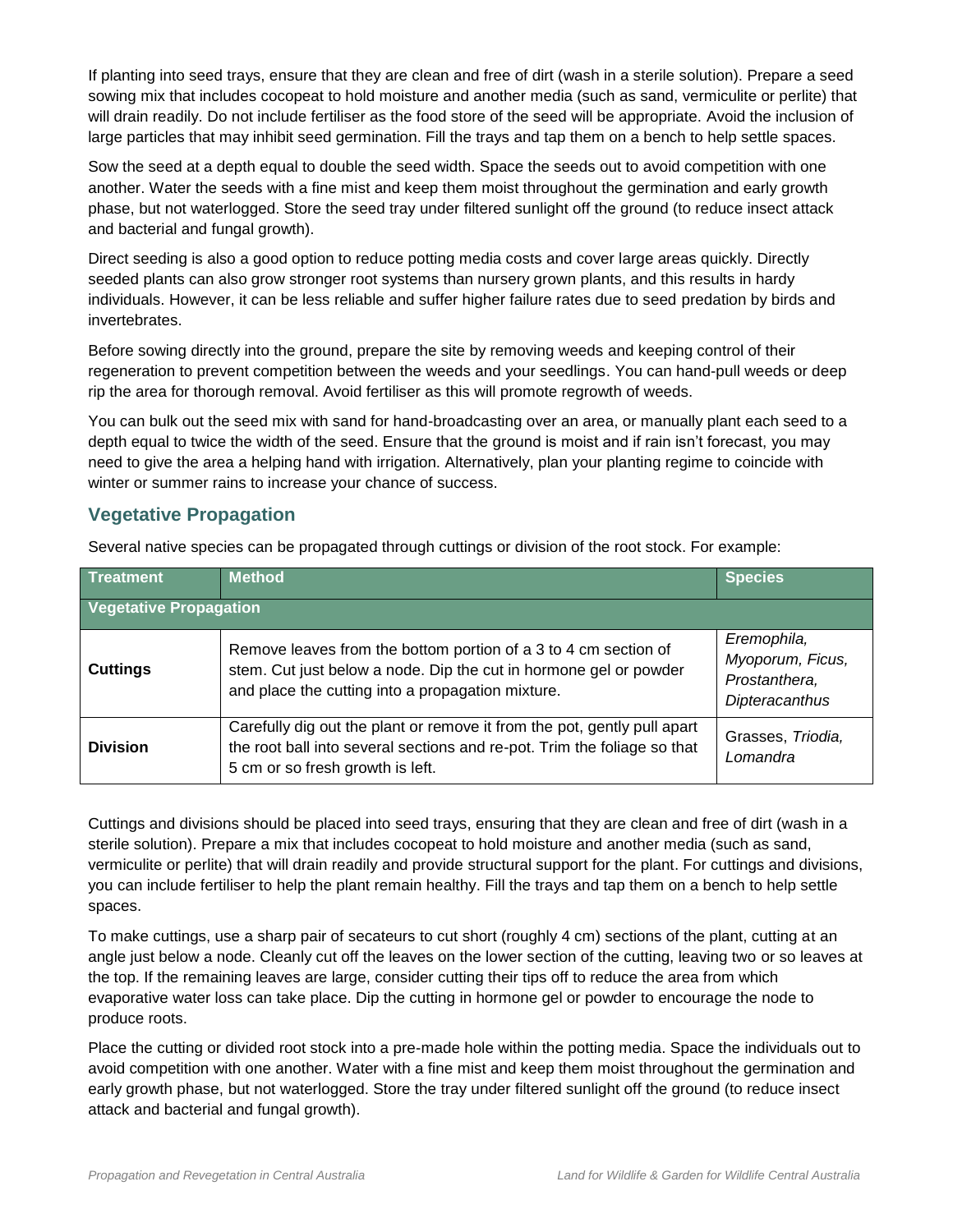If planting into seed trays, ensure that they are clean and free of dirt (wash in a sterile solution). Prepare a seed sowing mix that includes cocopeat to hold moisture and another media (such as sand, vermiculite or perlite) that will drain readily. Do not include fertiliser as the food store of the seed will be appropriate. Avoid the inclusion of large particles that may inhibit seed germination. Fill the trays and tap them on a bench to help settle spaces.

Sow the seed at a depth equal to double the seed width. Space the seeds out to avoid competition with one another. Water the seeds with a fine mist and keep them moist throughout the germination and early growth phase, but not waterlogged. Store the seed tray under filtered sunlight off the ground (to reduce insect attack and bacterial and fungal growth).

Direct seeding is also a good option to reduce potting media costs and cover large areas quickly. Directly seeded plants can also grow stronger root systems than nursery grown plants, and this results in hardy individuals. However, it can be less reliable and suffer higher failure rates due to seed predation by birds and invertebrates.

Before sowing directly into the ground, prepare the site by removing weeds and keeping control of their regeneration to prevent competition between the weeds and your seedlings. You can hand-pull weeds or deep rip the area for thorough removal. Avoid fertiliser as this will promote regrowth of weeds.

You can bulk out the seed mix with sand for hand-broadcasting over an area, or manually plant each seed to a depth equal to twice the width of the seed. Ensure that the ground is moist and if rain isn't forecast, you may need to give the area a helping hand with irrigation. Alternatively, plan your planting regime to coincide with winter or summer rains to increase your chance of success.

## Vegetative Propagation

Several native species can be propagated through cuttings or division of the root stock. For example:

| Treatment | Method | Species |
|---|---|---|
| **Vegetative Propagation** | | |
| **Cuttings** | Remove leaves from the bottom portion of a 3 to 4 cm section of stem. Cut just below a node. Dip the cut in hormone gel or powder and place the cutting into a propagation mixture. | *Eremophila, Myoporum, Ficus, Prostanthera, Dipteracanthus* |
| **Division** | Carefully dig out the plant or remove it from the pot, gently pull apart the root ball into several sections and re-pot. Trim the foliage so that 5 cm or so fresh growth is left. | Grasses, *Triodia, Lomandra* |

Cuttings and divisions should be placed into seed trays, ensuring that they are clean and free of dirt (wash in a sterile solution). Prepare a mix that includes cocopeat to hold moisture and another media (such as sand, vermiculite or perlite) that will drain readily and provide structural support for the plant. For cuttings and divisions, you can include fertiliser to help the plant remain healthy. Fill the trays and tap them on a bench to help settle spaces.

To make cuttings, use a sharp pair of secateurs to cut short (roughly 4 cm) sections of the plant, cutting at an angle just below a node. Cleanly cut off the leaves on the lower section of the cutting, leaving two or so leaves at the top. If the remaining leaves are large, consider cutting their tips off to reduce the area from which evaporative water loss can take place. Dip the cutting in hormone gel or powder to encourage the node to produce roots.

Place the cutting or divided root stock into a pre-made hole within the potting media. Space the individuals out to avoid competition with one another. Water with a fine mist and keep them moist throughout the germination and early growth phase, but not waterlogged. Store the tray under filtered sunlight off the ground (to reduce insect attack and bacterial and fungal growth).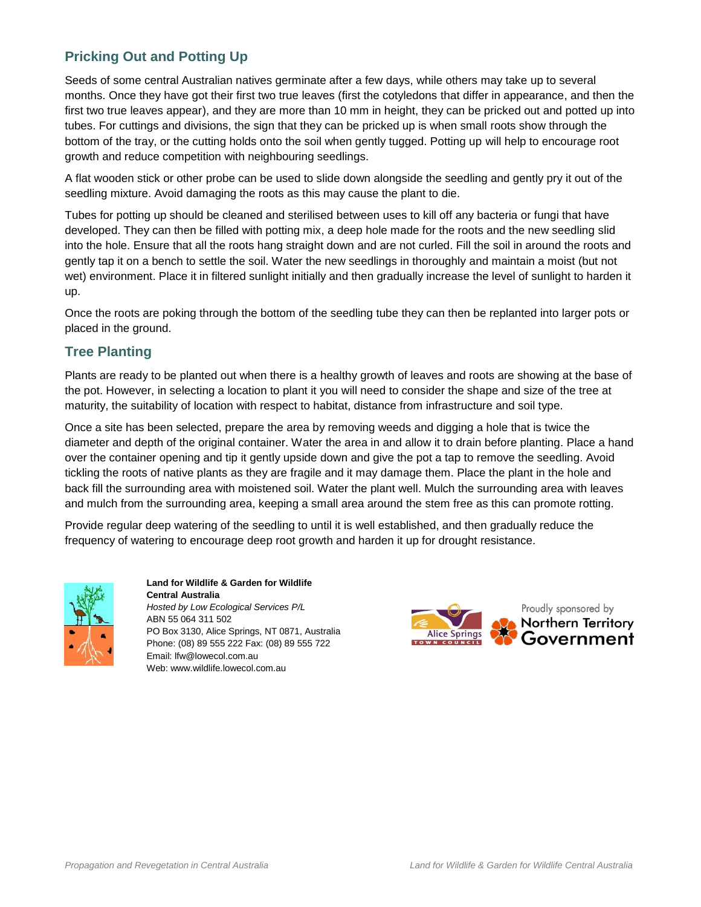## Pricking Out and Potting Up

Seeds of some central Australian natives germinate after a few days, while others may take up to several months. Once they have got their first two true leaves (first the cotyledons that differ in appearance, and then the first two true leaves appear), and they are more than 10 mm in height, they can be pricked out and potted up into tubes. For cuttings and divisions, the sign that they can be pricked up is when small roots show through the bottom of the tray, or the cutting holds onto the soil when gently tugged. Potting up will help to encourage root growth and reduce competition with neighbouring seedlings.

A flat wooden stick or other probe can be used to slide down alongside the seedling and gently pry it out of the seedling mixture. Avoid damaging the roots as this may cause the plant to die.

Tubes for potting up should be cleaned and sterilised between uses to kill off any bacteria or fungi that have developed. They can then be filled with potting mix, a deep hole made for the roots and the new seedling slid into the hole. Ensure that all the roots hang straight down and are not curled. Fill the soil in around the roots and gently tap it on a bench to settle the soil. Water the new seedlings in thoroughly and maintain a moist (but not wet) environment. Place it in filtered sunlight initially and then gradually increase the level of sunlight to harden it up.

Once the roots are poking through the bottom of the seedling tube they can then be replanted into larger pots or placed in the ground.

## Tree Planting

Plants are ready to be planted out when there is a healthy growth of leaves and roots are showing at the base of the pot. However, in selecting a location to plant it you will need to consider the shape and size of the tree at maturity, the suitability of location with respect to habitat, distance from infrastructure and soil type.

Once a site has been selected, prepare the area by removing weeds and digging a hole that is twice the diameter and depth of the original container. Water the area in and allow it to drain before planting. Place a hand over the container opening and tip it gently upside down and give the pot a tap to remove the seedling. Avoid tickling the roots of native plants as they are fragile and it may damage them. Place the plant in the hole and back fill the surrounding area with moistened soil. Water the plant well. Mulch the surrounding area with leaves and mulch from the surrounding area, keeping a small area around the stem free as this can promote rotting.

Provide regular deep watering of the seedling to until it is well established, and then gradually reduce the frequency of watering to encourage deep root growth and harden it up for drought resistance.

**Land for Wildlife & Garden for Wildlife Central Australia**
*Hosted by Low Ecological Services P/L*
ABN 55 064 311 502
PO Box 3130, Alice Springs, NT 0871, Australia
Phone: (08) 89 555 222 Fax: (08) 89 555 722
Email: lfw@lowecol.com.au
Web: www.wildlife.lowecol.com.au

Alice Springs Town Council

Proudly sponsored by Northern Territory Government